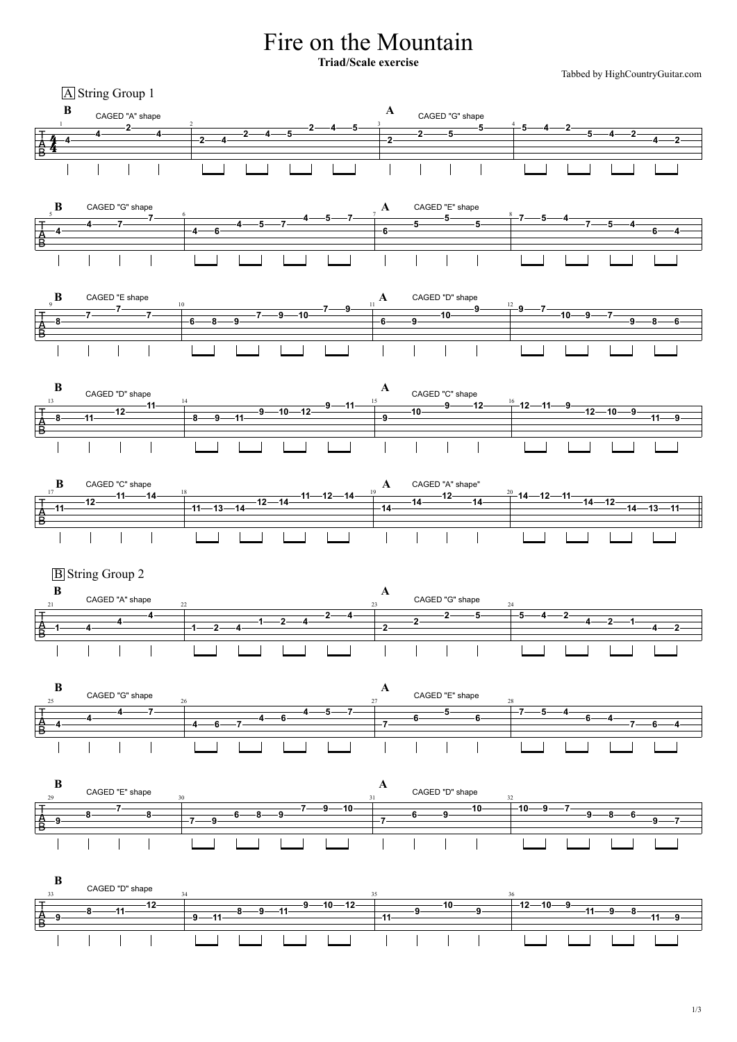# Fire on the Mountain

**Triad/Scale exercise**

Tabbed by HighCountryGuitar.com

## A String Group 1

```
B  CAGED "A" shape                                   A  CAGED "G" shape
1                          2                            3                        4
T|-------2-------|----------------------2--4--5--|--------------5--|-5--4--2----------------|
A|-4--4-------4--|-----2--4--5-------------------|-------2--5------|----------5--4--2-------|
B|---------------|-2--4--------------------------|--2--------------|-------------------4--2-|
```

```
B  CAGED "G" shape                                   A  CAGED "E" shape
5                          6                            7                        8
T|------------7--|-------------------4--5--7-----|-------5-----5---|-7--5--4----------------|
A|-4--4--7-------|---------4--5--7---------------|----5------------|----------7--5--4-------|
B|---------------|-4--6--------------------------|--6--------------|-------------------6--4-|
```

```
B  CAGED "E shape                                    A  CAGED "D" shape
9                          10                           11                       12
T|-------7-------|----------------------7--9-----|-----------9-----|-9--7-------------------|
A|-8--7-------7--|-----------7--9--10------------|-------10--------|-------10--9--7---------|
B|---------------|-6--8--9-----------------------|--6--9-----------|----------------9--8--6-|
```

```
B  CAGED "D" shape                                   A  CAGED "C" shape
13                         14                           15                       16
T|------------11-|----------------------9--11----|-----------9--12-|-12--11--9--------------|
A|-8--11--12-----|-----------9--10--12-----------|-------10--------|-----------12--10--9----|
B|---------------|-8--9--11----------------------|--9--------------|---------------------11--9-|
```

```
B  CAGED "C" shape                                   A  CAGED "A" shape"
17                         18                           19                       20
T|-------11--14--|---------------11--12--14------|-----------------|-14--12--11-------------|
A|-11--12--------|-----------12--14--------------|-14--14--12--14--|-----------14--12-------|
B|---------------|-11--13--14--------------------|-----------------|------------------14--13--11-|
```

## B String Group 2

```
B  CAGED "A" shape                                   A  CAGED "G" shape
21                         22                           23                       24
T|------------4--|----------------------2--4-----|-----------2--5--|-5--4--2----------------|
A|-1--4--4-------|-----------1--2--4-------------|-------2---------|----------4--2--1-------|
B|---------------|-1--2--4-----------------------|--2--------------|-------------------4--2-|
```

```
B  CAGED "G" shape                                   A  CAGED "E" shape
25                         26                           27                       28
T|-------4--7----|----------------------4--5--7--|-----------5-----|-7--5--4----------------|
A|-4--4----------|-----------4--6----------------|-------6------6--|----------6--4----------|
B|---------------|-4--6--7-----------------------|--7--------------|----------------7--6--4-|
```

```
B  CAGED "E" shape                                   A  CAGED "D" shape
29                         30                           31                       32
T|-------7-------|----------------------7--9--10-|-------------10--|-10--9--7---------------|
A|-9--8-------8--|-----------6--8--9-------------|-------6--9------|----------9--8--6-------|
B|---------------|-7--9--------------------------|--7--------------|-------------------9--7-|
```

```
B  CAGED "D" shape
33                         34                           35                       36
T|------------12-|----------------------9--10--12|-----------------|-12--10--9--------------|
A|-9--8--11------|-----------8--9--11------------|-------9--10--9--|-----------11--9--8-----|
B|---------------|-9--11-------------------------|--11-------------|-------------------11--9-|
```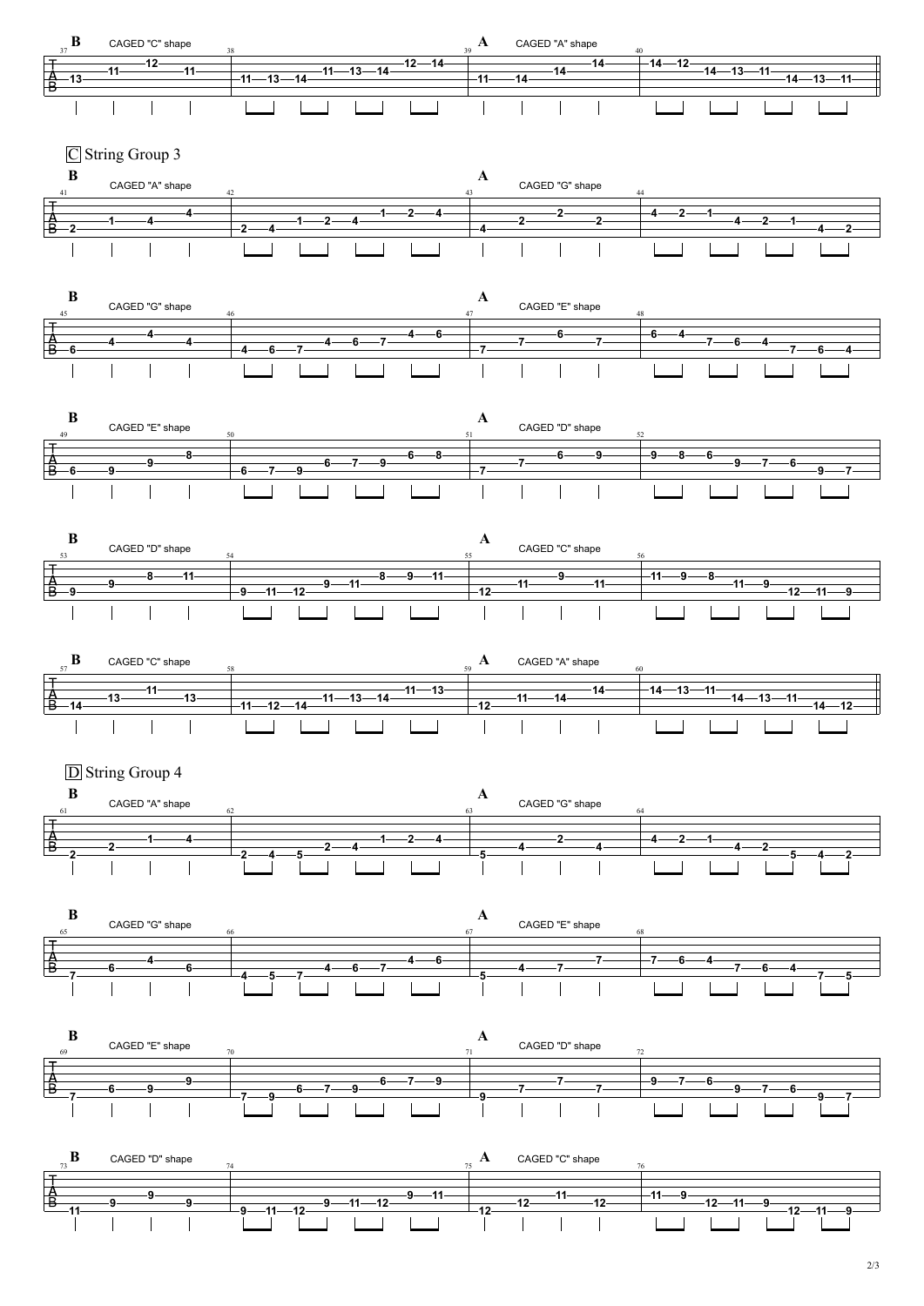B CAGED "C" shape | A CAGED "A" shape

## C String Group 3

B CAGED "A" shape | A CAGED "G" shape

B CAGED "G" shape | A CAGED "E" shape

B CAGED "E" shape | A CAGED "D" shape

B CAGED "D" shape | A CAGED "C" shape

B CAGED "C" shape | A CAGED "A" shape

## D String Group 4

B CAGED "A" shape | A CAGED "G" shape

B CAGED "G" shape | A CAGED "E" shape

B CAGED "E" shape | A CAGED "D" shape

B CAGED "D" shape | A CAGED "C" shape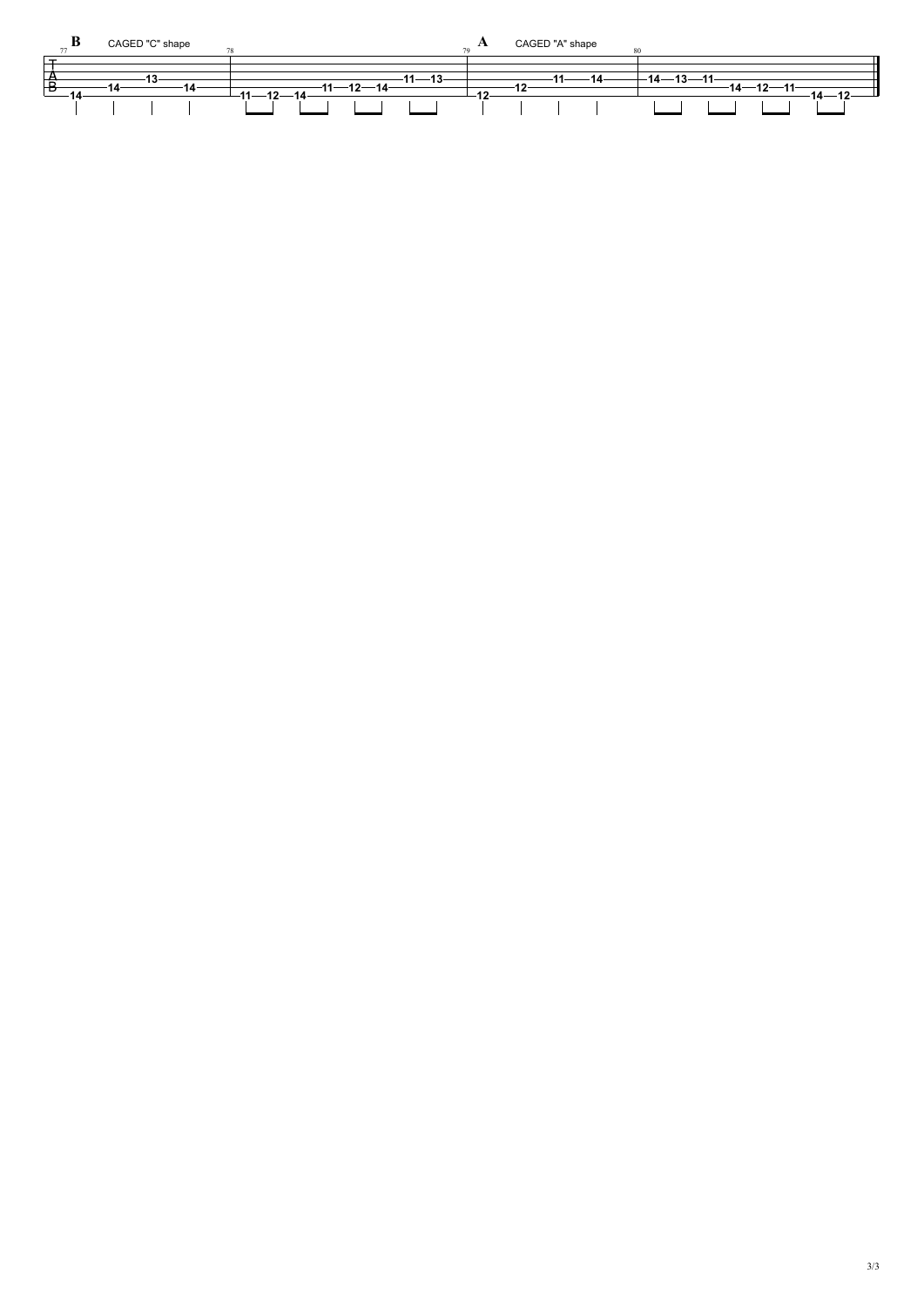77 **B** CAGED "C" shape

78

79 **A** CAGED "A" shape

80

```
|----------------|-------------------------|---------------|-------------------------|
|----------------|-------------------------|---------------|-------------------------|
|--------13------|-------------------11-13-|---------11-14-|-14-13-11----------------|
|----14-------14-|----------11-12-14-------|----12---------|----------14-12-11-------|
|-14-------------|-11-12-14----------------|-12------------|-------------------14-12-|
```